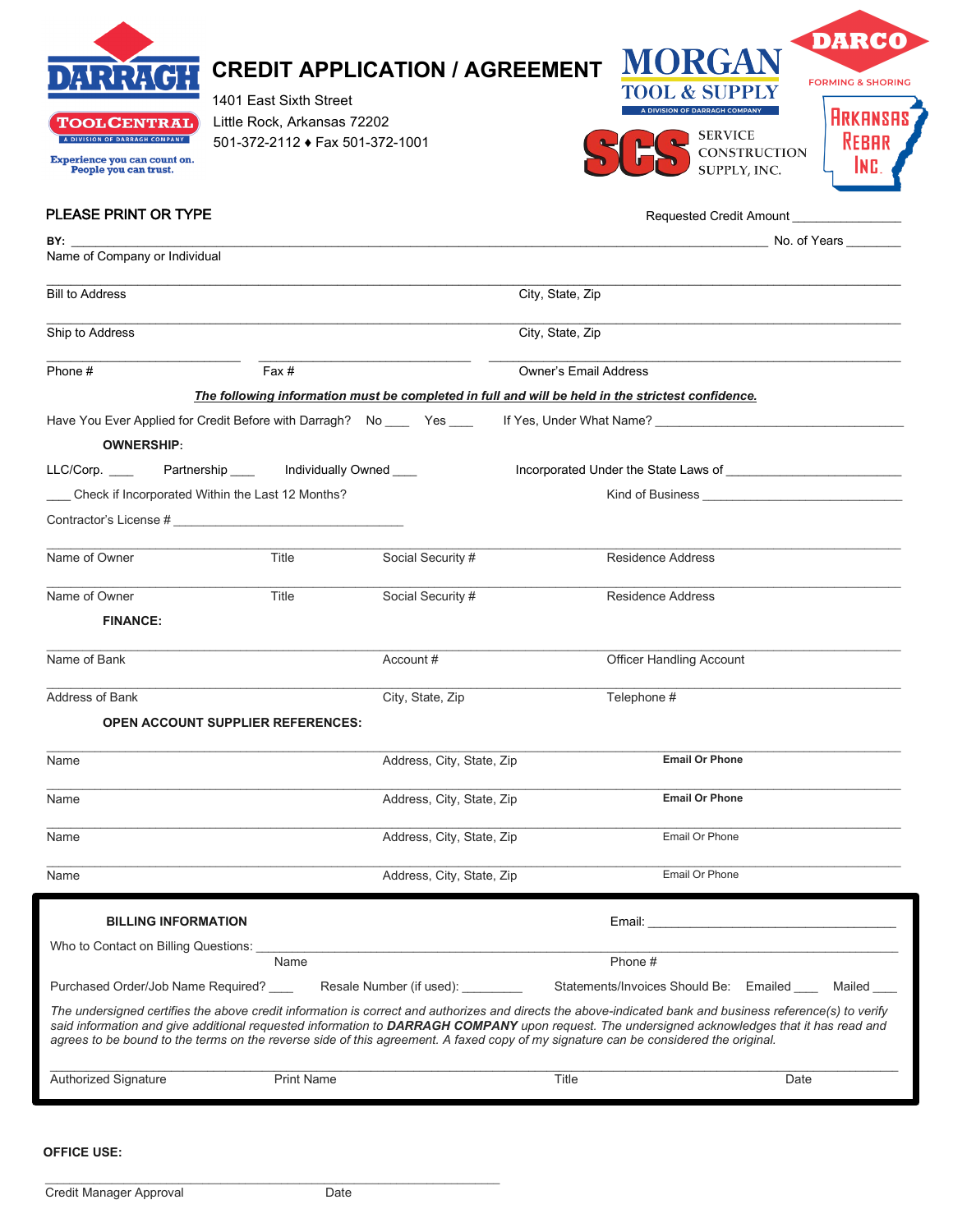DARRAGH

TOOLCENTRAL
A DIVISION OF DARRAGH COMPANY

Experience you can count on.
People you can trust.

# CREDIT APPLICATION / AGREEMENT

1401 East Sixth Street
Little Rock, Arkansas 72202
501-372-2112 ♦ Fax 501-372-1001

MORGAN TOOL & SUPPLY
A DIVISION OF DARRAGH COMPANY

DARCO
FORMING & SHORING

SCS SERVICE CONSTRUCTION SUPPLY, INC.

ARKANSAS REBAR INC.

PLEASE PRINT OR TYPE

Requested Credit Amount ________________

BY: ______________________________________________________________________ No. of Years ________
Name of Company or Individual

______________________________________________________________________
Bill to Address  City, State, Zip

______________________________________________________________________
Ship to Address  City, State, Zip

__________________________ ____________________________ ______________________________________
Phone #  Fax #  Owner's Email Address

***The following information must be completed in full and will be held in the strictest confidence.***

Have You Ever Applied for Credit Before with Darragh? No ____ Yes ____ If Yes, Under What Name? ______________________________

**OWNERSHIP:**

LLC/Corp. ____ Partnership ____ Individually Owned ____ Incorporated Under the State Laws of ________________________

____ Check if Incorporated Within the Last 12 Months? Kind of Business ____________________________

Contractor's License # ________________________________

______________________________________________________________________
Name of Owner  Title  Social Security #  Residence Address

______________________________________________________________________
Name of Owner  Title  Social Security #  Residence Address

**FINANCE:**

______________________________________________________________________
Name of Bank  Account #  Officer Handling Account

______________________________________________________________________
Address of Bank  City, State, Zip  Telephone #

**OPEN ACCOUNT SUPPLIER REFERENCES:**

______________________________________________________________________
Name  Address, City, State, Zip  **Email Or Phone**

______________________________________________________________________
Name  Address, City, State, Zip  **Email Or Phone**

______________________________________________________________________
Name  Address, City, State, Zip  Email Or Phone

______________________________________________________________________
Name  Address, City, State, Zip  Email Or Phone

**BILLING INFORMATION**  Email: ____________________________________

Who to Contact on Billing Questions: ______________________________________________________________
Name  Phone #

Purchased Order/Job Name Required? ____ Resale Number (if used): _________ Statements/Invoices Should Be: Emailed ____ Mailed ____

*The undersigned certifies the above credit information is correct and authorizes and directs the above-indicated bank and business reference(s) to verify said information and give additional requested information to **DARRAGH COMPANY** upon request. The undersigned acknowledges that it has read and agrees to be bound to the terms on the reverse side of this agreement. A faxed copy of my signature can be considered the original.*

______________________________________________________________________
Authorized Signature  Print Name  Title  Date

**OFFICE USE:**

______________________________________________________
Credit Manager Approval  Date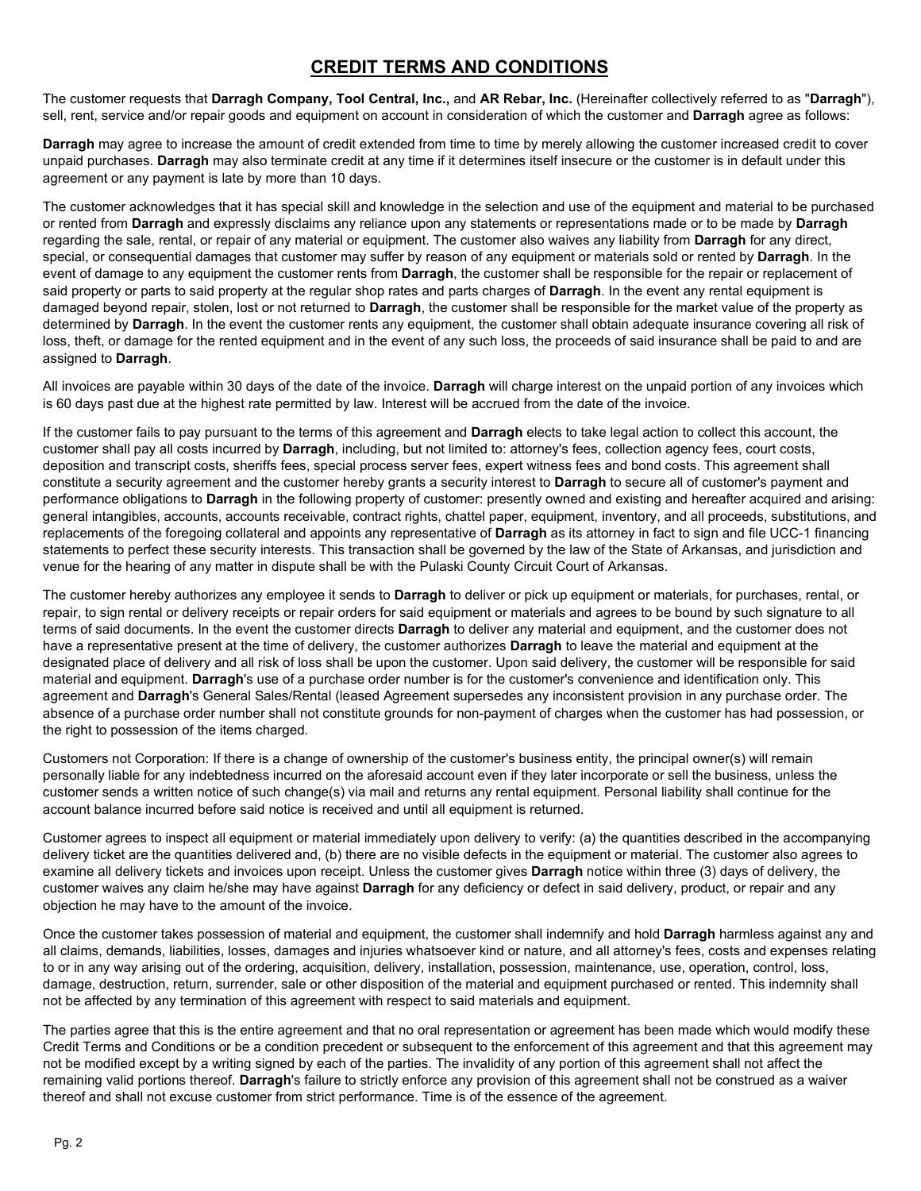# CREDIT TERMS AND CONDITIONS

The customer requests that **Darragh Company, Tool Central, Inc.,** and **AR Rebar, Inc.** (Hereinafter collectively referred to as "**Darragh**"), sell, rent, service and/or repair goods and equipment on account in consideration of which the customer and **Darragh** agree as follows:

**Darragh** may agree to increase the amount of credit extended from time to time by merely allowing the customer increased credit to cover unpaid purchases. **Darragh** may also terminate credit at any time if it determines itself insecure or the customer is in default under this agreement or any payment is late by more than 10 days.

The customer acknowledges that it has special skill and knowledge in the selection and use of the equipment and material to be purchased or rented from **Darragh** and expressly disclaims any reliance upon any statements or representations made or to be made by **Darragh** regarding the sale, rental, or repair of any material or equipment. The customer also waives any liability from **Darragh** for any direct, special, or consequential damages that customer may suffer by reason of any equipment or materials sold or rented by **Darragh**. In the event of damage to any equipment the customer rents from **Darragh**, the customer shall be responsible for the repair or replacement of said property or parts to said property at the regular shop rates and parts charges of **Darragh**. In the event any rental equipment is damaged beyond repair, stolen, lost or not returned to **Darragh**, the customer shall be responsible for the market value of the property as determined by **Darragh**. In the event the customer rents any equipment, the customer shall obtain adequate insurance covering all risk of loss, theft, or damage for the rented equipment and in the event of any such loss, the proceeds of said insurance shall be paid to and are assigned to **Darragh**.

All invoices are payable within 30 days of the date of the invoice. **Darragh** will charge interest on the unpaid portion of any invoices which is 60 days past due at the highest rate permitted by law. Interest will be accrued from the date of the invoice.

If the customer fails to pay pursuant to the terms of this agreement and **Darragh** elects to take legal action to collect this account, the customer shall pay all costs incurred by **Darragh**, including, but not limited to: attorney's fees, collection agency fees, court costs, deposition and transcript costs, sheriffs fees, special process server fees, expert witness fees and bond costs. This agreement shall constitute a security agreement and the customer hereby grants a security interest to **Darragh** to secure all of customer's payment and performance obligations to **Darragh** in the following property of customer: presently owned and existing and hereafter acquired and arising: general intangibles, accounts, accounts receivable, contract rights, chattel paper, equipment, inventory, and all proceeds, substitutions, and replacements of the foregoing collateral and appoints any representative of **Darragh** as its attorney in fact to sign and file UCC-1 financing statements to perfect these security interests. This transaction shall be governed by the law of the State of Arkansas, and jurisdiction and venue for the hearing of any matter in dispute shall be with the Pulaski County Circuit Court of Arkansas.

The customer hereby authorizes any employee it sends to **Darragh** to deliver or pick up equipment or materials, for purchases, rental, or repair, to sign rental or delivery receipts or repair orders for said equipment or materials and agrees to be bound by such signature to all terms of said documents. In the event the customer directs **Darragh** to deliver any material and equipment, and the customer does not have a representative present at the time of delivery, the customer authorizes **Darragh** to leave the material and equipment at the designated place of delivery and all risk of loss shall be upon the customer. Upon said delivery, the customer will be responsible for said material and equipment. **Darragh**'s use of a purchase order number is for the customer's convenience and identification only. This agreement and **Darragh**'s General Sales/Rental (leased Agreement supersedes any inconsistent provision in any purchase order. The absence of a purchase order number shall not constitute grounds for non-payment of charges when the customer has had possession, or the right to possession of the items charged.

Customers not Corporation: If there is a change of ownership of the customer's business entity, the principal owner(s) will remain personally liable for any indebtedness incurred on the aforesaid account even if they later incorporate or sell the business, unless the customer sends a written notice of such change(s) via mail and returns any rental equipment. Personal liability shall continue for the account balance incurred before said notice is received and until all equipment is returned.

Customer agrees to inspect all equipment or material immediately upon delivery to verify: (a) the quantities described in the accompanying delivery ticket are the quantities delivered and, (b) there are no visible defects in the equipment or material. The customer also agrees to examine all delivery tickets and invoices upon receipt. Unless the customer gives **Darragh** notice within three (3) days of delivery, the customer waives any claim he/she may have against **Darragh** for any deficiency or defect in said delivery, product, or repair and any objection he may have to the amount of the invoice.

Once the customer takes possession of material and equipment, the customer shall indemnify and hold **Darragh** harmless against any and all claims, demands, liabilities, losses, damages and injuries whatsoever kind or nature, and all attorney's fees, costs and expenses relating to or in any way arising out of the ordering, acquisition, delivery, installation, possession, maintenance, use, operation, control, loss, damage, destruction, return, surrender, sale or other disposition of the material and equipment purchased or rented. This indemnity shall not be affected by any termination of this agreement with respect to said materials and equipment.

The parties agree that this is the entire agreement and that no oral representation or agreement has been made which would modify these Credit Terms and Conditions or be a condition precedent or subsequent to the enforcement of this agreement and that this agreement may not be modified except by a writing signed by each of the parties. The invalidity of any portion of this agreement shall not affect the remaining valid portions thereof. **Darragh**'s failure to strictly enforce any provision of this agreement shall not be construed as a waiver thereof and shall not excuse customer from strict performance. Time is of the essence of the agreement.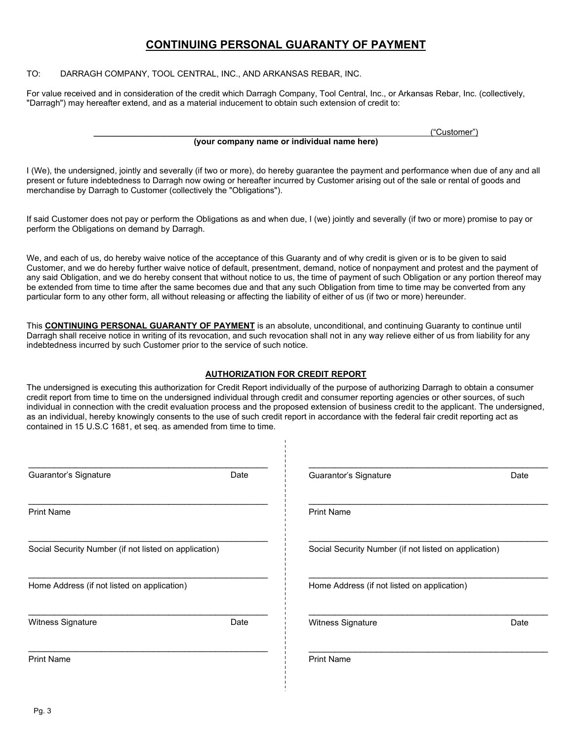# CONTINUING PERSONAL GUARANTY OF PAYMENT

TO: DARRAGH COMPANY, TOOL CENTRAL, INC., AND ARKANSAS REBAR, INC.

For value received and in consideration of the credit which Darragh Company, Tool Central, Inc., or Arkansas Rebar, Inc. (collectively, "Darragh") may hereafter extend, and as a material inducement to obtain such extension of credit to:

_____________________________________________________________ ("Customer")
**(your company name or individual name here)**

I (We), the undersigned, jointly and severally (if two or more), do hereby guarantee the payment and performance when due of any and all present or future indebtedness to Darragh now owing or hereafter incurred by Customer arising out of the sale or rental of goods and merchandise by Darragh to Customer (collectively the "Obligations").

If said Customer does not pay or perform the Obligations as and when due, I (we) jointly and severally (if two or more) promise to pay or perform the Obligations on demand by Darragh.

We, and each of us, do hereby waive notice of the acceptance of this Guaranty and of why credit is given or is to be given to said Customer, and we do hereby further waive notice of default, presentment, demand, notice of nonpayment and protest and the payment of any said Obligation, and we do hereby consent that without notice to us, the time of payment of such Obligation or any portion thereof may be extended from time to time after the same becomes due and that any such Obligation from time to time may be converted from any particular form to any other form, all without releasing or affecting the liability of either of us (if two or more) hereunder.

This **CONTINUING PERSONAL GUARANTY OF PAYMENT** is an absolute, unconditional, and continuing Guaranty to continue until Darragh shall receive notice in writing of its revocation, and such revocation shall not in any way relieve either of us from liability for any indebtedness incurred by such Customer prior to the service of such notice.

## AUTHORIZATION FOR CREDIT REPORT

The undersigned is executing this authorization for Credit Report individually of the purpose of authorizing Darragh to obtain a consumer credit report from time to time on the undersigned individual through credit and consumer reporting agencies or other sources, of such individual in connection with the credit evaluation process and the proposed extension of business credit to the applicant. The undersigned, as an individual, hereby knowingly consents to the use of such credit report in accordance with the federal fair credit reporting act as contained in 15 U.S.C 1681, et seq. as amended from time to time.

_____________________________________________
Guarantor's Signature Date

_____________________________________________
Print Name

_____________________________________________
Social Security Number (if not listed on application)

_____________________________________________
Home Address (if not listed on application)

_____________________________________________
Witness Signature Date

_____________________________________________
Print Name

_____________________________________________
Guarantor's Signature Date

_____________________________________________
Print Name

_____________________________________________
Social Security Number (if not listed on application)

_____________________________________________
Home Address (if not listed on application)

_____________________________________________
Witness Signature Date

_____________________________________________
Print Name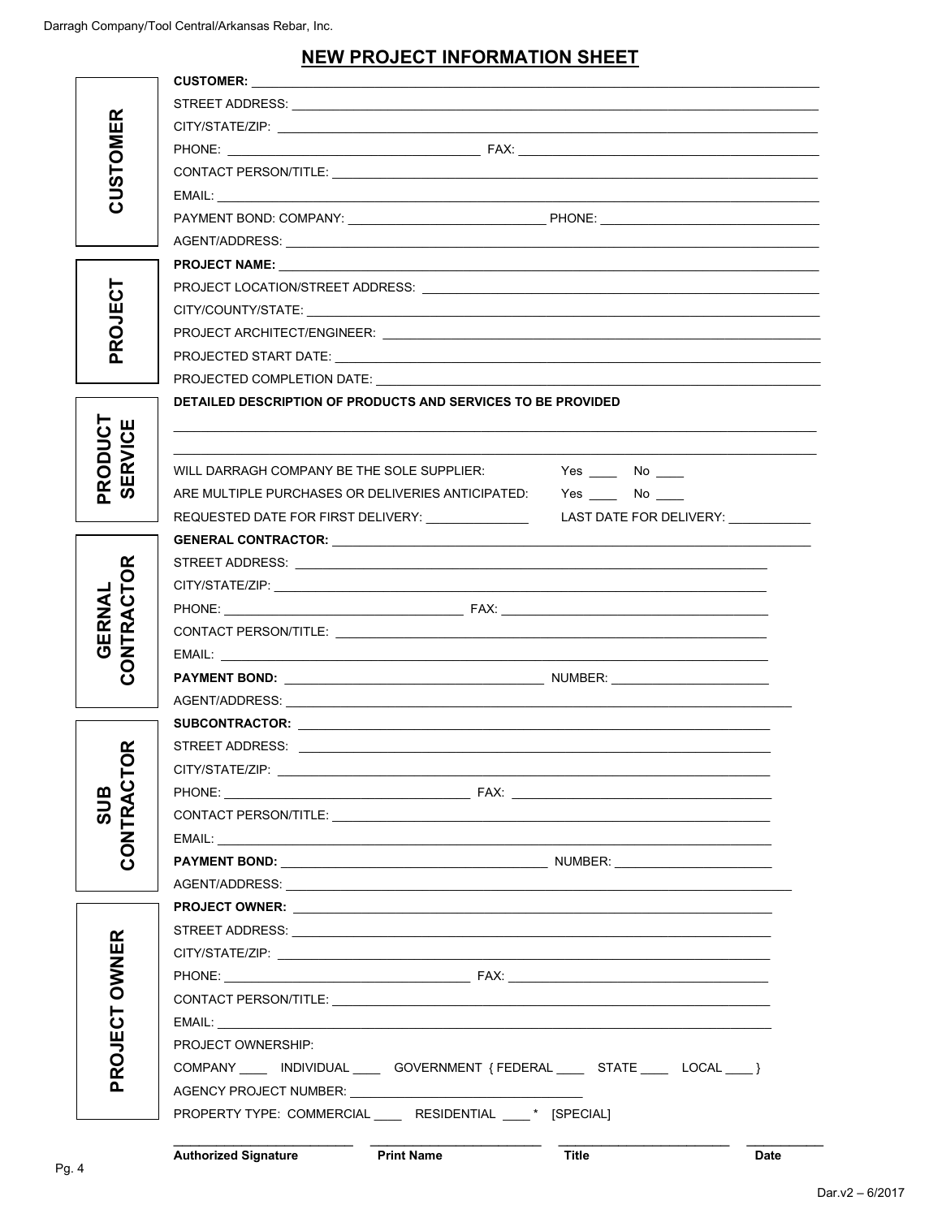Darragh Company/Tool Central/Arkansas Rebar, Inc.

## NEW PROJECT INFORMATION SHEET

### CUSTOMER

**CUSTOMER:** ______________________________

STREET ADDRESS: ______________________________

CITY/STATE/ZIP: ______________________________

PHONE: ______________________________ FAX: ______________________________

CONTACT PERSON/TITLE: ______________________________

EMAIL: ______________________________

PAYMENT BOND: COMPANY: ______________________________ PHONE: ______________________________

AGENT/ADDRESS: ______________________________

### PROJECT

**PROJECT NAME:** ______________________________

PROJECT LOCATION/STREET ADDRESS: ______________________________

CITY/COUNTY/STATE: ______________________________

PROJECT ARCHITECT/ENGINEER: ______________________________

PROJECTED START DATE: ______________________________

PROJECTED COMPLETION DATE: ______________________________

### PRODUCT SERVICE

**DETAILED DESCRIPTION OF PRODUCTS AND SERVICES TO BE PROVIDED**

______________________________

______________________________

WILL DARRAGH COMPANY BE THE SOLE SUPPLIER: Yes ____ No ____

ARE MULTIPLE PURCHASES OR DELIVERIES ANTICIPATED: Yes ____ No ____

REQUESTED DATE FOR FIRST DELIVERY: ______________ LAST DATE FOR DELIVERY: ____________

### GERNAL CONTRACTOR

**GENERAL CONTRACTOR:** ______________________________

STREET ADDRESS: ______________________________

CITY/STATE/ZIP: ______________________________

PHONE: ______________________________ FAX: ______________________________

CONTACT PERSON/TITLE: ______________________________

EMAIL: ______________________________

**PAYMENT BOND:** ______________________________ NUMBER: ______________________________

AGENT/ADDRESS: ______________________________

### SUB CONTRACTOR

**SUBCONTRACTOR:** ______________________________

STREET ADDRESS: ______________________________

CITY/STATE/ZIP: ______________________________

PHONE: ______________________________ FAX: ______________________________

CONTACT PERSON/TITLE: ______________________________

EMAIL: ______________________________

**PAYMENT BOND:** ______________________________ NUMBER: ______________________________

AGENT/ADDRESS: ______________________________

### PROJECT OWNER

**PROJECT OWNER:** ______________________________

STREET ADDRESS: ______________________________

CITY/STATE/ZIP: ______________________________

PHONE: ______________________________ FAX: ______________________________

CONTACT PERSON/TITLE: ______________________________

EMAIL: ______________________________

PROJECT OWNERSHIP:

COMPANY ____ INDIVIDUAL ____ GOVERNMENT { FEDERAL ____ STATE ____ LOCAL ____ }

AGENCY PROJECT NUMBER: ______________________________

PROPERTY TYPE: COMMERCIAL ____ RESIDENTIAL ____* [SPECIAL]

______________________ ______________________ ______________________ __________

**Authorized Signature** **Print Name** **Title** **Date**

Dar.v2 – 6/2017